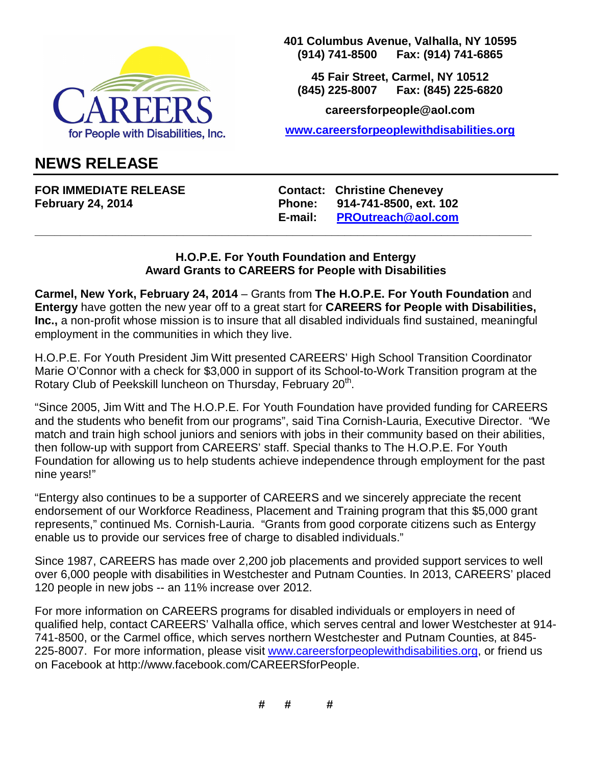CAREERS for People with Disabilities, Inc.

**401 Columbus Avenue, Valhalla, NY 10595**
**(914) 741-8500 Fax: (914) 741-6865**

**45 Fair Street, Carmel, NY 10512**
**(845) 225-8007 Fax: (845) 225-6820**

**careersforpeople@aol.com**

**www.careersforpeoplewithdisabilities.org**

# NEWS RELEASE

**FOR IMMEDIATE RELEASE**
**February 24, 2014**

**Contact: Christine Chenevey**
**Phone: 914-741-8500, ext. 102**
**E-mail: PROutreach@aol.com**

---

**H.O.P.E. For Youth Foundation and Entergy**
**Award Grants to CAREERS for People with Disabilities**

**Carmel, New York, February 24, 2014** – Grants from **The H.O.P.E. For Youth Foundation** and **Entergy** have gotten the new year off to a great start for **CAREERS for People with Disabilities, Inc.,** a non-profit whose mission is to insure that all disabled individuals find sustained, meaningful employment in the communities in which they live.

H.O.P.E. For Youth President Jim Witt presented CAREERS' High School Transition Coordinator Marie O'Connor with a check for $3,000 in support of its School-to-Work Transition program at the Rotary Club of Peekskill luncheon on Thursday, February 20th.

"Since 2005, Jim Witt and The H.O.P.E. For Youth Foundation have provided funding for CAREERS and the students who benefit from our programs", said Tina Cornish-Lauria, Executive Director. "We match and train high school juniors and seniors with jobs in their community based on their abilities, then follow-up with support from CAREERS' staff. Special thanks to The H.O.P.E. For Youth Foundation for allowing us to help students achieve independence through employment for the past nine years!"

"Entergy also continues to be a supporter of CAREERS and we sincerely appreciate the recent endorsement of our Workforce Readiness, Placement and Training program that this $5,000 grant represents," continued Ms. Cornish-Lauria. "Grants from good corporate citizens such as Entergy enable us to provide our services free of charge to disabled individuals."

Since 1987, CAREERS has made over 2,200 job placements and provided support services to well over 6,000 people with disabilities in Westchester and Putnam Counties. In 2013, CAREERS' placed 120 people in new jobs -- an 11% increase over 2012.

For more information on CAREERS programs for disabled individuals or employers in need of qualified help, contact CAREERS' Valhalla office, which serves central and lower Westchester at 914-741-8500, or the Carmel office, which serves northern Westchester and Putnam Counties, at 845-225-8007. For more information, please visit www.careersforpeoplewithdisabilities.org, or friend us on Facebook at http://www.facebook.com/CAREERSforPeople.

# # #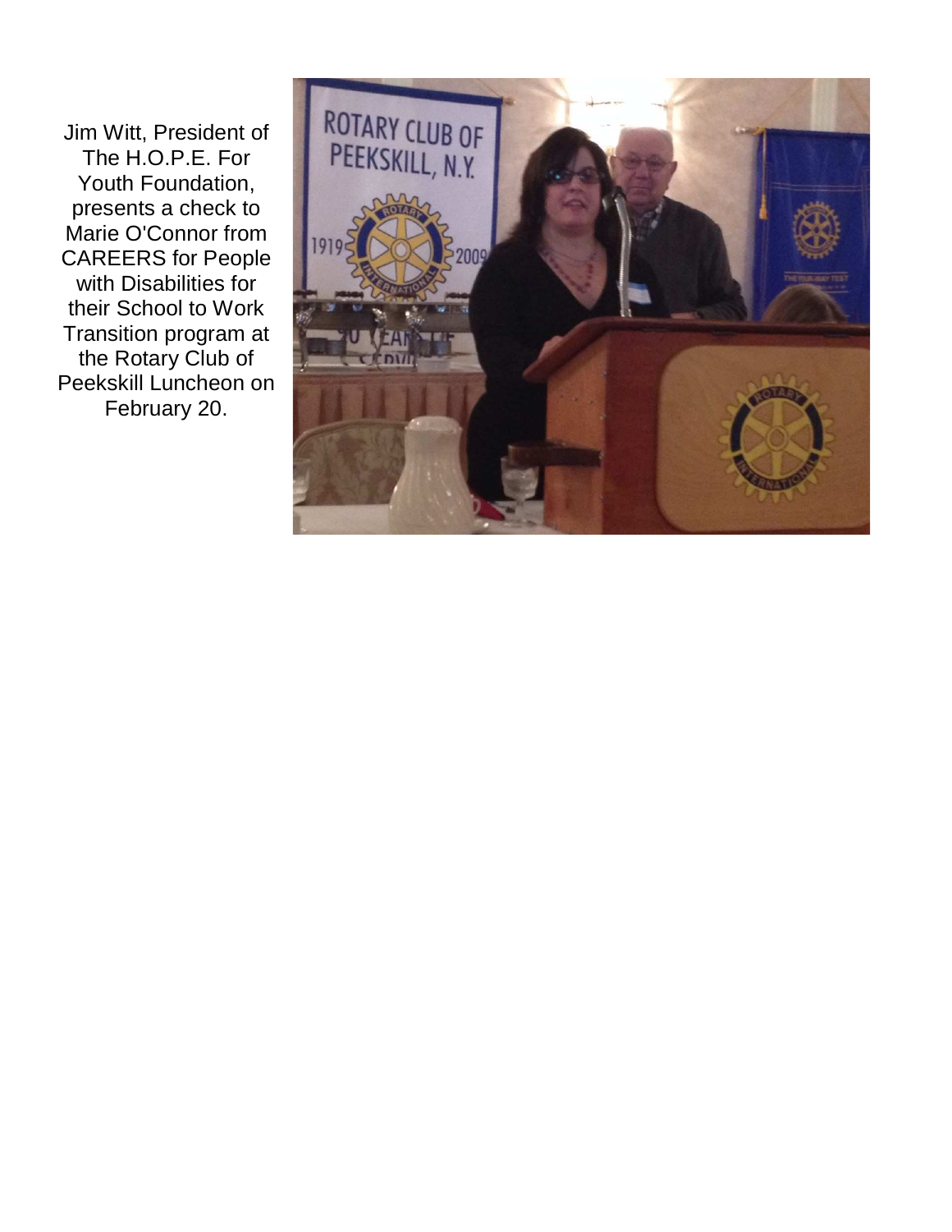Jim Witt, President of The H.O.P.E. For Youth Foundation, presents a check to Marie O'Connor from CAREERS for People with Disabilities for their School to Work Transition program at the Rotary Club of Peekskill Luncheon on February 20.